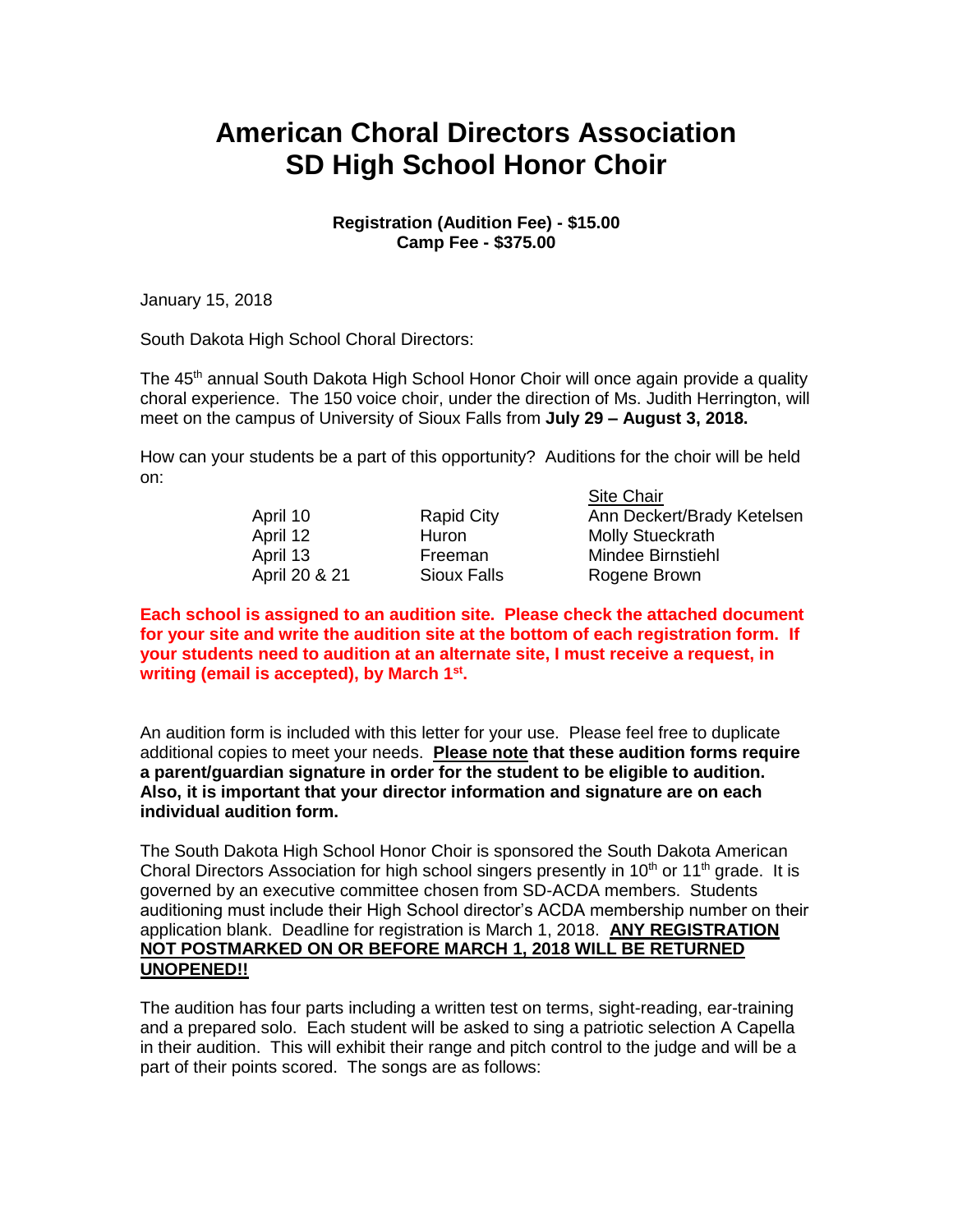# American Choral Directors Association
# SD High School Honor Choir

**Registration (Audition Fee) - $15.00**
**Camp Fee - $375.00**

January 15, 2018

South Dakota High School Choral Directors:

The 45th annual South Dakota High School Honor Choir will once again provide a quality choral experience. The 150 voice choir, under the direction of Ms. Judith Herrington, will meet on the campus of University of Sioux Falls from **July 29 – August 3, 2018.**

How can your students be a part of this opportunity? Auditions for the choir will be held on:

| | | Site Chair |
|---|---|---|
| April 10 | Rapid City | Ann Deckert/Brady Ketelsen |
| April 12 | Huron | Molly Stueckrath |
| April 13 | Freeman | Mindee Birnstiehl |
| April 20 & 21 | Sioux Falls | Rogene Brown |

**Each school is assigned to an audition site. Please check the attached document for your site and write the audition site at the bottom of each registration form. If your students need to audition at an alternate site, I must receive a request, in writing (email is accepted), by March 1st.**

An audition form is included with this letter for your use. Please feel free to duplicate additional copies to meet your needs. **Please note that these audition forms require a parent/guardian signature in order for the student to be eligible to audition. Also, it is important that your director information and signature are on each individual audition form.**

The South Dakota High School Honor Choir is sponsored the South Dakota American Choral Directors Association for high school singers presently in 10th or 11th grade. It is governed by an executive committee chosen from SD-ACDA members. Students auditioning must include their High School director's ACDA membership number on their application blank. Deadline for registration is March 1, 2018. **ANY REGISTRATION NOT POSTMARKED ON OR BEFORE MARCH 1, 2018 WILL BE RETURNED UNOPENED!!**

The audition has four parts including a written test on terms, sight-reading, ear-training and a prepared solo. Each student will be asked to sing a patriotic selection A Capella in their audition. This will exhibit their range and pitch control to the judge and will be a part of their points scored. The songs are as follows: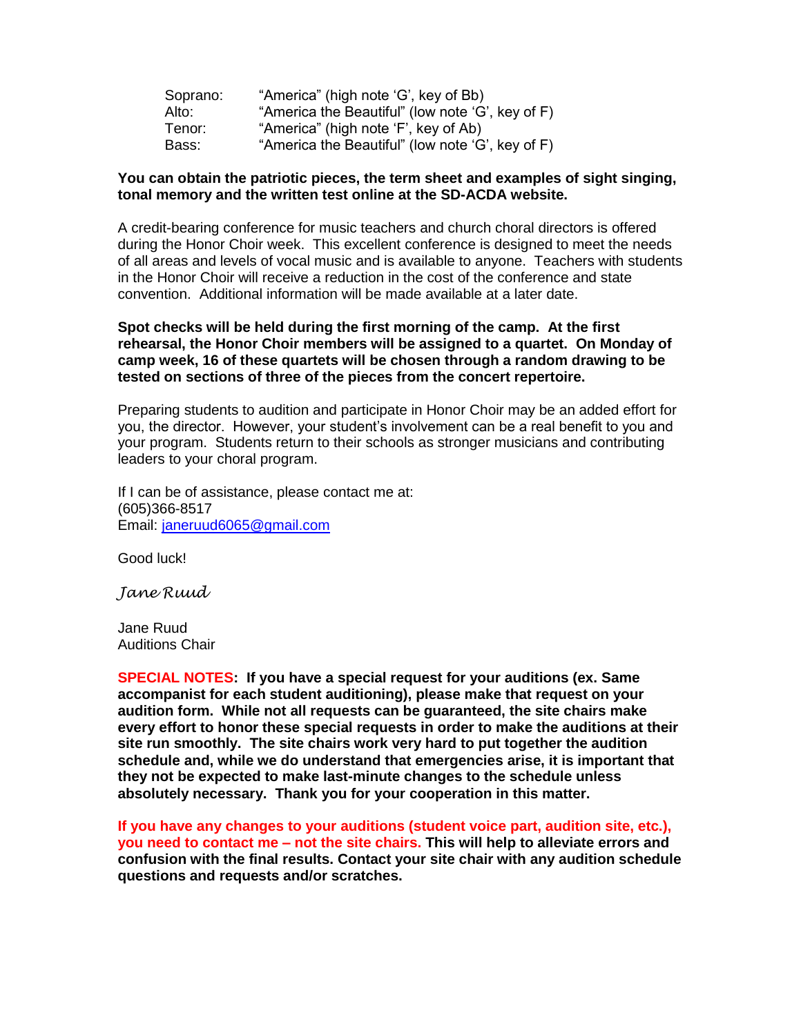| | |
|---|---|
| Soprano: | "America" (high note 'G', key of Bb) |
| Alto: | "America the Beautiful" (low note 'G', key of F) |
| Tenor: | "America" (high note 'F', key of Ab) |
| Bass: | "America the Beautiful" (low note 'G', key of F) |

**You can obtain the patriotic pieces, the term sheet and examples of sight singing, tonal memory and the written test online at the SD-ACDA website.**

A credit-bearing conference for music teachers and church choral directors is offered during the Honor Choir week. This excellent conference is designed to meet the needs of all areas and levels of vocal music and is available to anyone. Teachers with students in the Honor Choir will receive a reduction in the cost of the conference and state convention. Additional information will be made available at a later date.

**Spot checks will be held during the first morning of the camp. At the first rehearsal, the Honor Choir members will be assigned to a quartet. On Monday of camp week, 16 of these quartets will be chosen through a random drawing to be tested on sections of three of the pieces from the concert repertoire.**

Preparing students to audition and participate in Honor Choir may be an added effort for you, the director. However, your student's involvement can be a real benefit to you and your program. Students return to their schools as stronger musicians and contributing leaders to your choral program.

If I can be of assistance, please contact me at:
(605)366-8517
Email: janeruud6065@gmail.com

Good luck!

*Jane Ruud*

Jane Ruud
Auditions Chair

**SPECIAL NOTES: If you have a special request for your auditions (ex. Same accompanist for each student auditioning), please make that request on your audition form. While not all requests can be guaranteed, the site chairs make every effort to honor these special requests in order to make the auditions at their site run smoothly. The site chairs work very hard to put together the audition schedule and, while we do understand that emergencies arise, it is important that they not be expected to make last-minute changes to the schedule unless absolutely necessary. Thank you for your cooperation in this matter.**

**If you have any changes to your auditions (student voice part, audition site, etc.), you need to contact me – not the site chairs. This will help to alleviate errors and confusion with the final results. Contact your site chair with any audition schedule questions and requests and/or scratches.**